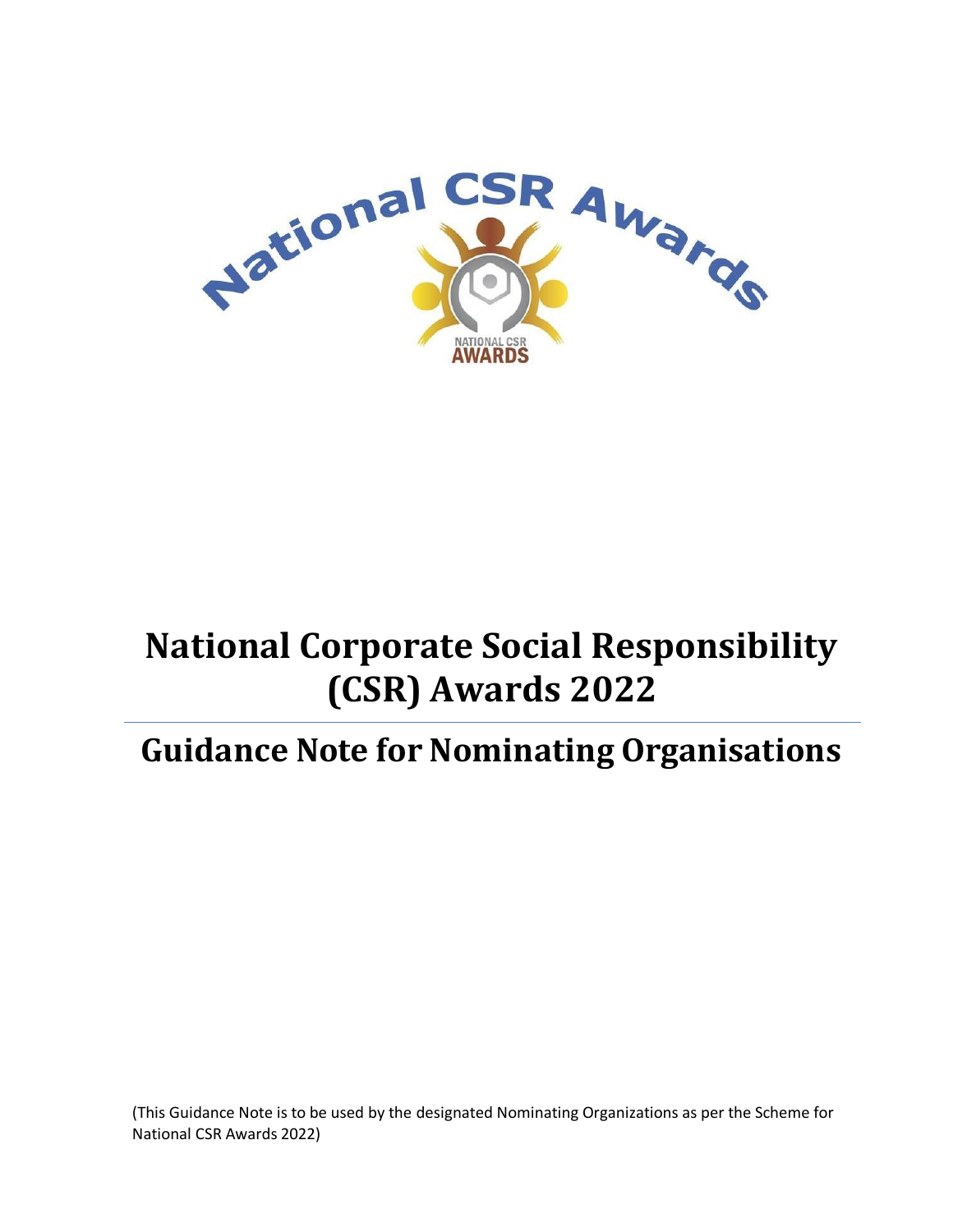# National Corporate Social Responsibility (CSR) Awards 2022

## Guidance Note for Nominating Organisations

(This Guidance Note is to be used by the designated Nominating Organizations as per the Scheme for National CSR Awards 2022)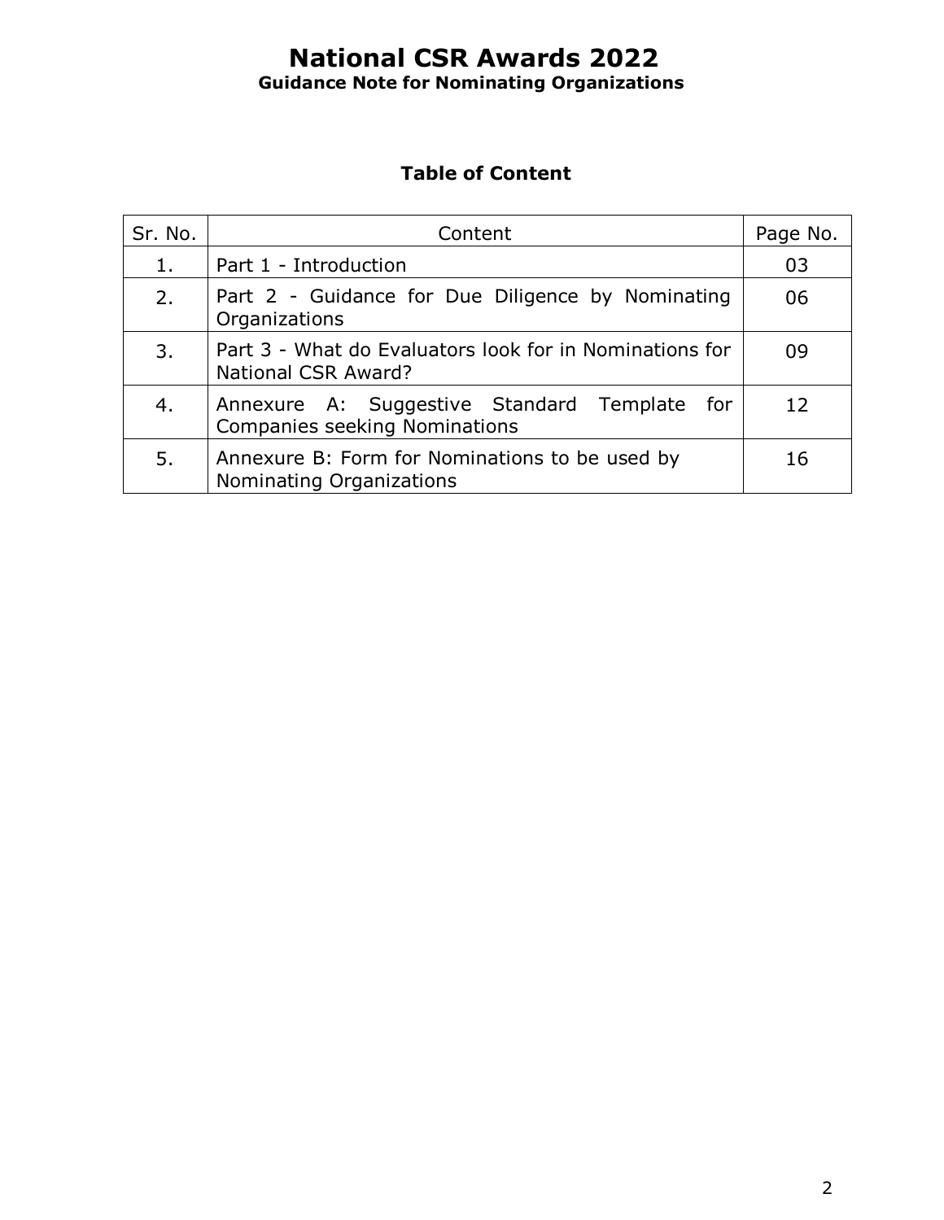# National CSR Awards 2022

**Guidance Note for Nominating Organizations**

## Table of Content

| Sr. No. | Content | Page No. |
|---|---|---|
| 1. | Part 1 - Introduction | 03 |
| 2. | Part 2 - Guidance for Due Diligence by Nominating Organizations | 06 |
| 3. | Part 3 - What do Evaluators look for in Nominations for National CSR Award? | 09 |
| 4. | Annexure A: Suggestive Standard Template for Companies seeking Nominations | 12 |
| 5. | Annexure B: Form for Nominations to be used by Nominating Organizations | 16 |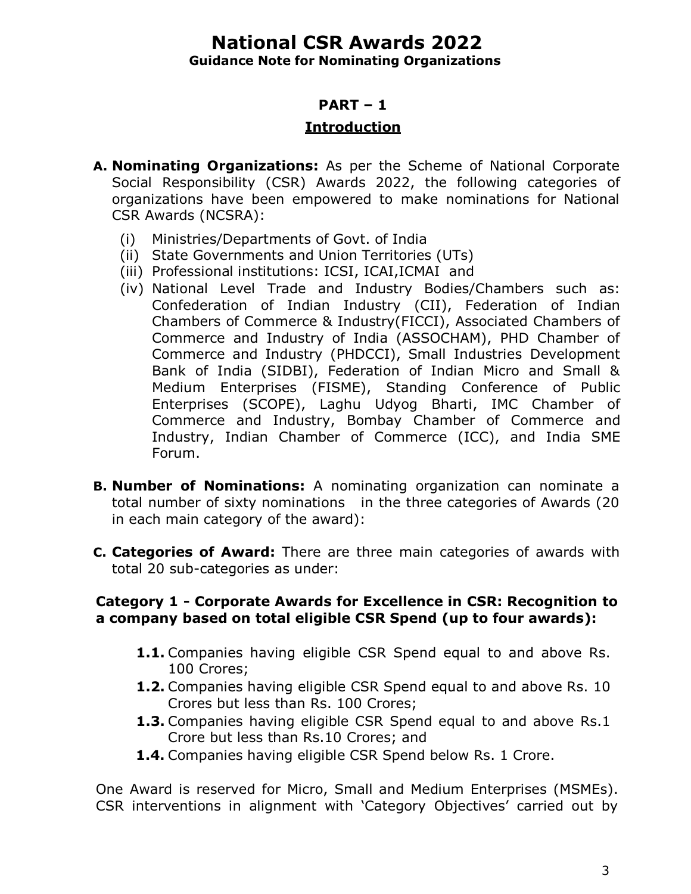# National CSR Awards 2022

**Guidance Note for Nominating Organizations**

## PART – 1

## Introduction

**A. Nominating Organizations:** As per the Scheme of National Corporate Social Responsibility (CSR) Awards 2022, the following categories of organizations have been empowered to make nominations for National CSR Awards (NCSRA):

(i) Ministries/Departments of Govt. of India
(ii) State Governments and Union Territories (UTs)
(iii) Professional institutions: ICSI, ICAI,ICMAI and
(iv) National Level Trade and Industry Bodies/Chambers such as: Confederation of Indian Industry (CII), Federation of Indian Chambers of Commerce & Industry(FICCI), Associated Chambers of Commerce and Industry of India (ASSOCHAM), PHD Chamber of Commerce and Industry (PHDCCI), Small Industries Development Bank of India (SIDBI), Federation of Indian Micro and Small & Medium Enterprises (FISME), Standing Conference of Public Enterprises (SCOPE), Laghu Udyog Bharti, IMC Chamber of Commerce and Industry, Bombay Chamber of Commerce and Industry, Indian Chamber of Commerce (ICC), and India SME Forum.

**B. Number of Nominations:** A nominating organization can nominate a total number of sixty nominations in the three categories of Awards (20 in each main category of the award):

**C. Categories of Award:** There are three main categories of awards with total 20 sub-categories as under:

**Category 1 - Corporate Awards for Excellence in CSR: Recognition to a company based on total eligible CSR Spend (up to four awards):**

**1.1.** Companies having eligible CSR Spend equal to and above Rs. 100 Crores;

**1.2.** Companies having eligible CSR Spend equal to and above Rs. 10 Crores but less than Rs. 100 Crores;

**1.3.** Companies having eligible CSR Spend equal to and above Rs.1 Crore but less than Rs.10 Crores; and

**1.4.** Companies having eligible CSR Spend below Rs. 1 Crore.

One Award is reserved for Micro, Small and Medium Enterprises (MSMEs). CSR interventions in alignment with 'Category Objectives' carried out by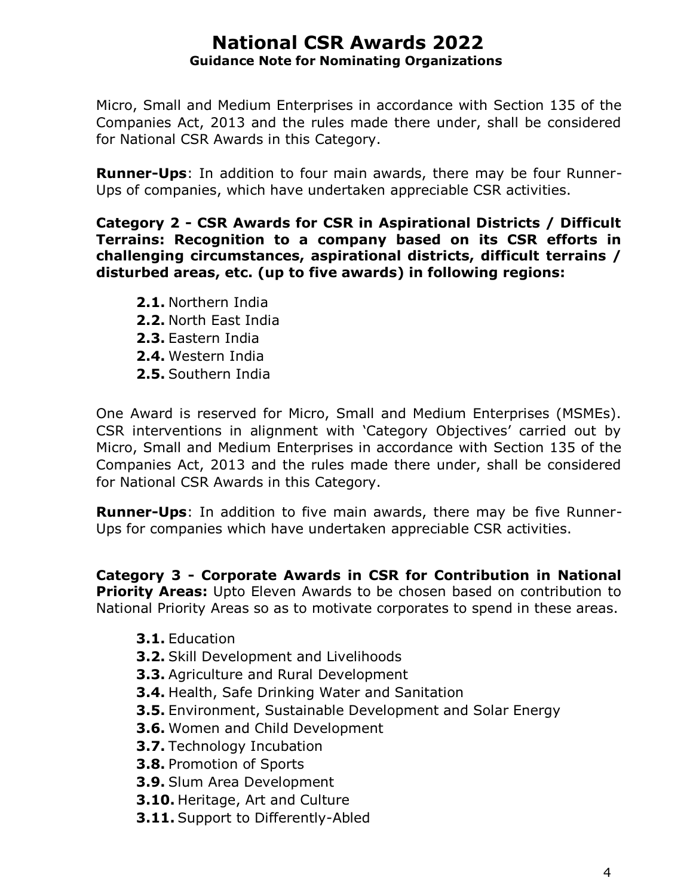Micro, Small and Medium Enterprises in accordance with Section 135 of the Companies Act, 2013 and the rules made there under, shall be considered for National CSR Awards in this Category.

**Runner-Ups**: In addition to four main awards, there may be four Runner-Ups of companies, which have undertaken appreciable CSR activities.

**Category 2 - CSR Awards for CSR in Aspirational Districts / Difficult Terrains: Recognition to a company based on its CSR efforts in challenging circumstances, aspirational districts, difficult terrains / disturbed areas, etc. (up to five awards) in following regions:**

- **2.1.** Northern India
- **2.2.** North East India
- **2.3.** Eastern India
- **2.4.** Western India
- **2.5.** Southern India

One Award is reserved for Micro, Small and Medium Enterprises (MSMEs). CSR interventions in alignment with 'Category Objectives' carried out by Micro, Small and Medium Enterprises in accordance with Section 135 of the Companies Act, 2013 and the rules made there under, shall be considered for National CSR Awards in this Category.

**Runner-Ups**: In addition to five main awards, there may be five Runner-Ups for companies which have undertaken appreciable CSR activities.

**Category 3 - Corporate Awards in CSR for Contribution in National Priority Areas:** Upto Eleven Awards to be chosen based on contribution to National Priority Areas so as to motivate corporates to spend in these areas.

- **3.1.** Education
- **3.2.** Skill Development and Livelihoods
- **3.3.** Agriculture and Rural Development
- **3.4.** Health, Safe Drinking Water and Sanitation
- **3.5.** Environment, Sustainable Development and Solar Energy
- **3.6.** Women and Child Development
- **3.7.** Technology Incubation
- **3.8.** Promotion of Sports
- **3.9.** Slum Area Development
- **3.10.** Heritage, Art and Culture
- **3.11.** Support to Differently-Abled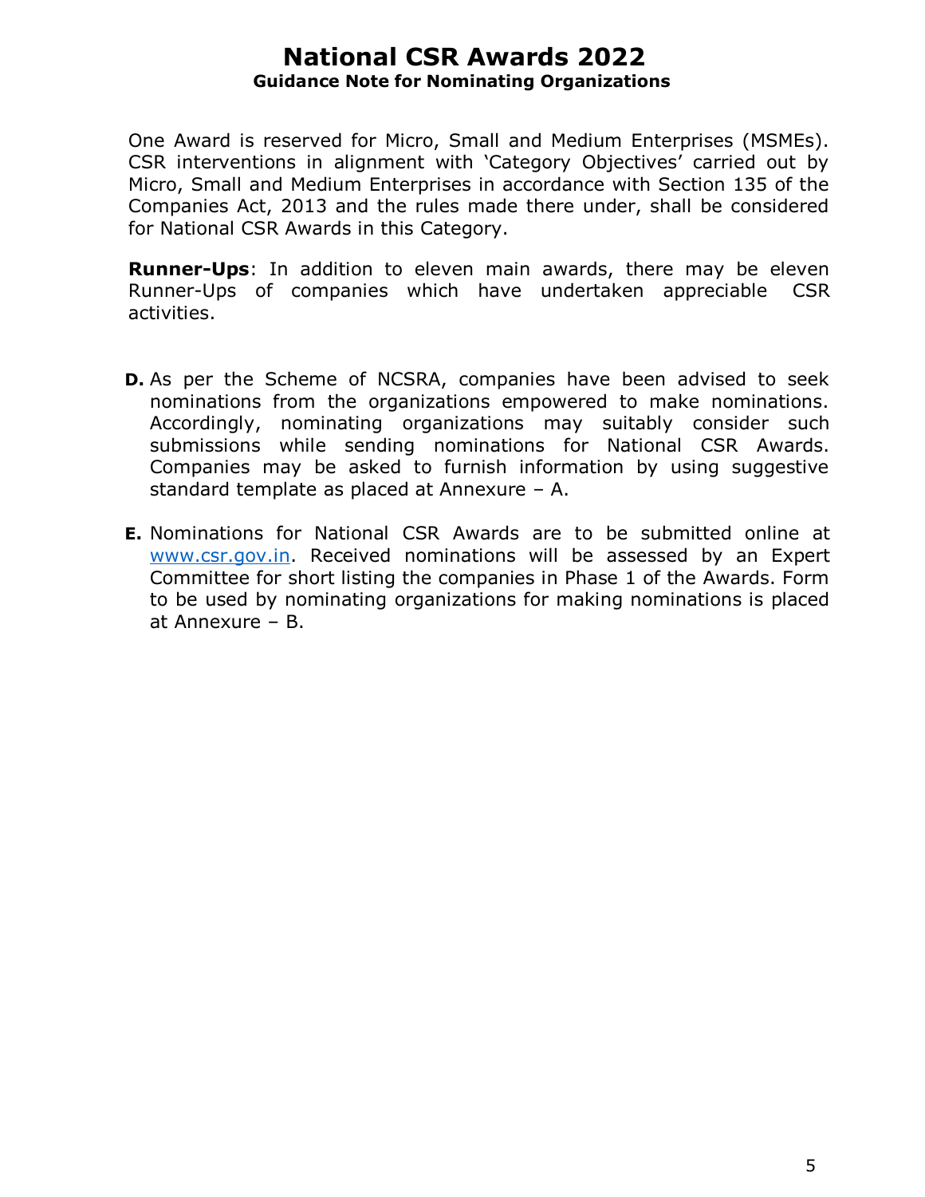One Award is reserved for Micro, Small and Medium Enterprises (MSMEs). CSR interventions in alignment with 'Category Objectives' carried out by Micro, Small and Medium Enterprises in accordance with Section 135 of the Companies Act, 2013 and the rules made there under, shall be considered for National CSR Awards in this Category.

**Runner-Ups**: In addition to eleven main awards, there may be eleven Runner-Ups of companies which have undertaken appreciable CSR activities.

**D.** As per the Scheme of NCSRA, companies have been advised to seek nominations from the organizations empowered to make nominations. Accordingly, nominating organizations may suitably consider such submissions while sending nominations for National CSR Awards. Companies may be asked to furnish information by using suggestive standard template as placed at Annexure – A.

**E.** Nominations for National CSR Awards are to be submitted online at www.csr.gov.in. Received nominations will be assessed by an Expert Committee for short listing the companies in Phase 1 of the Awards. Form to be used by nominating organizations for making nominations is placed at Annexure – B.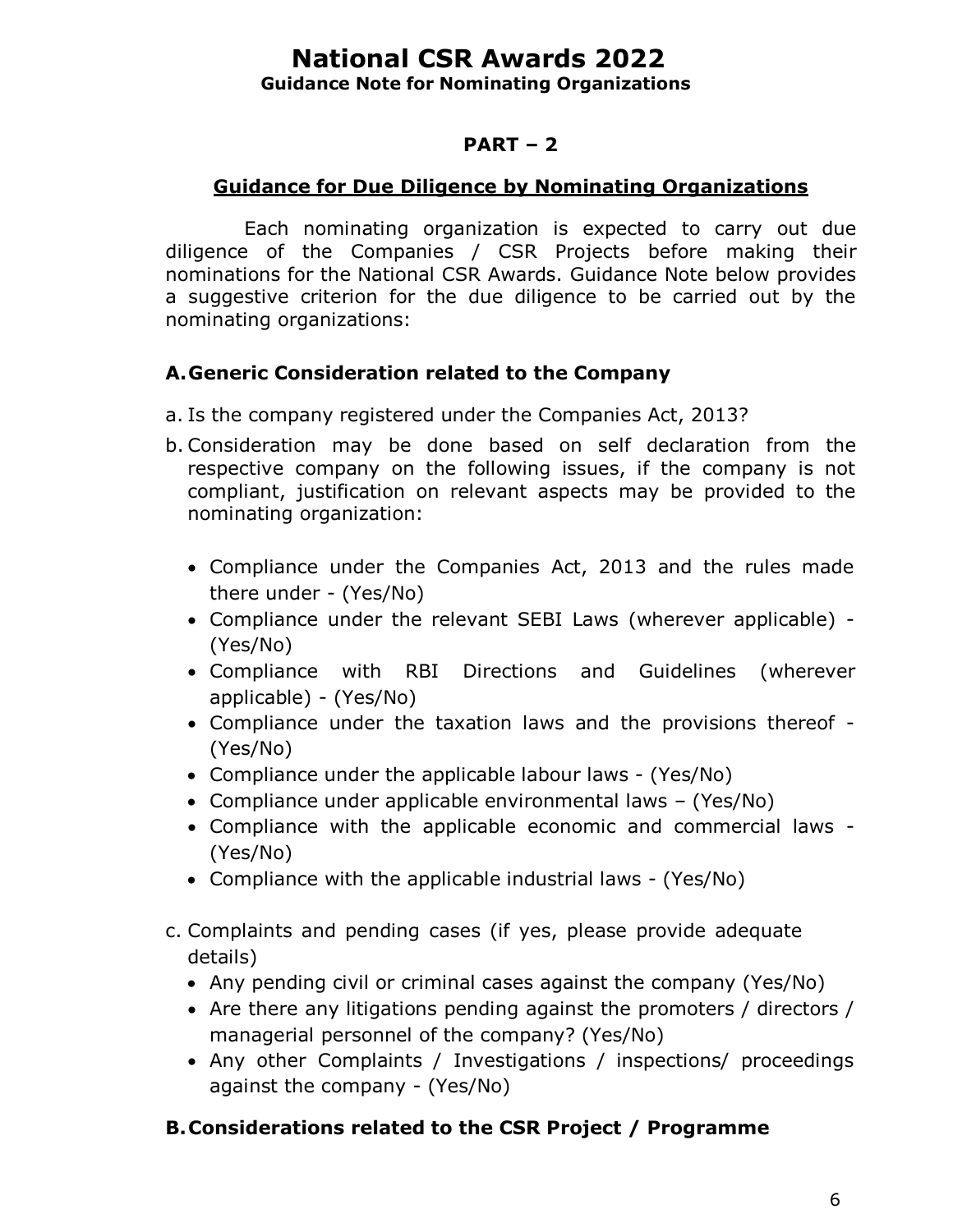# National CSR Awards 2022

**Guidance Note for Nominating Organizations**

## PART – 2

### Guidance for Due Diligence by Nominating Organizations

Each nominating organization is expected to carry out due diligence of the Companies / CSR Projects before making their nominations for the National CSR Awards. Guidance Note below provides a suggestive criterion for the due diligence to be carried out by the nominating organizations:

### A. Generic Consideration related to the Company

a. Is the company registered under the Companies Act, 2013?

b. Consideration may be done based on self declaration from the respective company on the following issues, if the company is not compliant, justification on relevant aspects may be provided to the nominating organization:

- Compliance under the Companies Act, 2013 and the rules made there under - (Yes/No)
- Compliance under the relevant SEBI Laws (wherever applicable) - (Yes/No)
- Compliance with RBI Directions and Guidelines (wherever applicable) - (Yes/No)
- Compliance under the taxation laws and the provisions thereof - (Yes/No)
- Compliance under the applicable labour laws - (Yes/No)
- Compliance under applicable environmental laws – (Yes/No)
- Compliance with the applicable economic and commercial laws - (Yes/No)
- Compliance with the applicable industrial laws - (Yes/No)

c. Complaints and pending cases (if yes, please provide adequate details)

- Any pending civil or criminal cases against the company (Yes/No)
- Are there any litigations pending against the promoters / directors / managerial personnel of the company? (Yes/No)
- Any other Complaints / Investigations / inspections/ proceedings against the company - (Yes/No)

### B. Considerations related to the CSR Project / Programme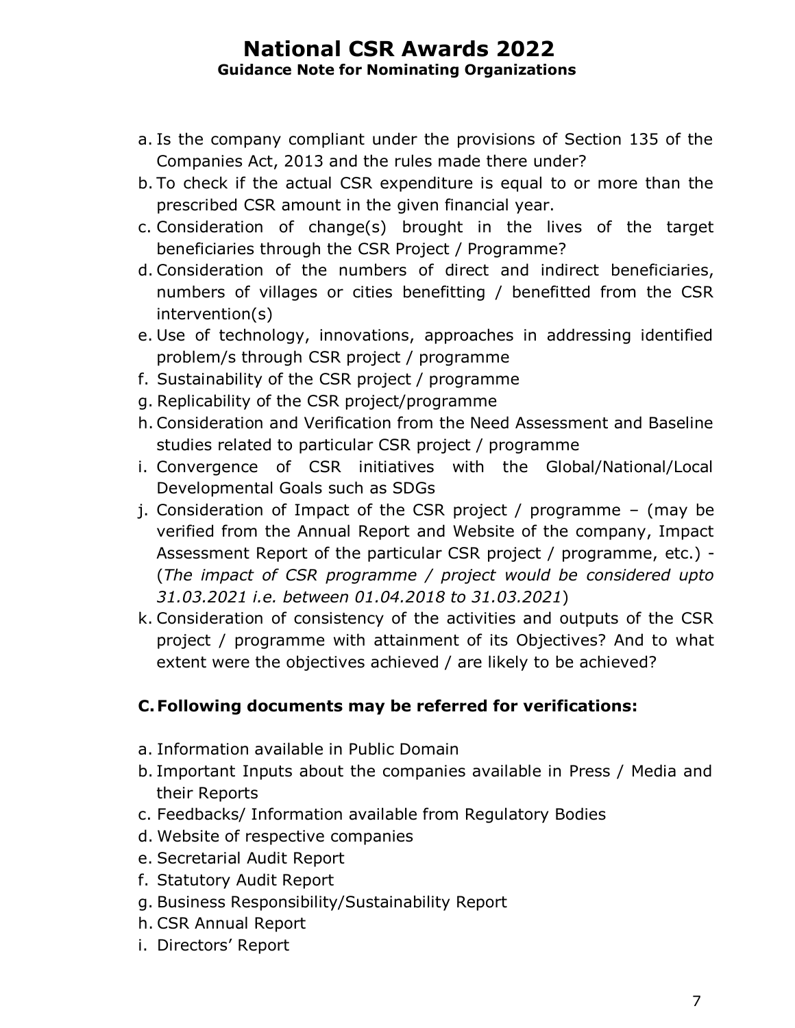a. Is the company compliant under the provisions of Section 135 of the Companies Act, 2013 and the rules made there under?
b. To check if the actual CSR expenditure is equal to or more than the prescribed CSR amount in the given financial year.
c. Consideration of change(s) brought in the lives of the target beneficiaries through the CSR Project / Programme?
d. Consideration of the numbers of direct and indirect beneficiaries, numbers of villages or cities benefitting / benefitted from the CSR intervention(s)
e. Use of technology, innovations, approaches in addressing identified problem/s through CSR project / programme
f. Sustainability of the CSR project / programme
g. Replicability of the CSR project/programme
h. Consideration and Verification from the Need Assessment and Baseline studies related to particular CSR project / programme
i. Convergence of CSR initiatives with the Global/National/Local Developmental Goals such as SDGs
j. Consideration of Impact of the CSR project / programme – (may be verified from the Annual Report and Website of the company, Impact Assessment Report of the particular CSR project / programme, etc.) - (*The impact of CSR programme / project would be considered upto 31.03.2021 i.e. between 01.04.2018 to 31.03.2021*)
k. Consideration of consistency of the activities and outputs of the CSR project / programme with attainment of its Objectives? And to what extent were the objectives achieved / are likely to be achieved?

## C. Following documents may be referred for verifications:

a. Information available in Public Domain
b. Important Inputs about the companies available in Press / Media and their Reports
c. Feedbacks/ Information available from Regulatory Bodies
d. Website of respective companies
e. Secretarial Audit Report
f. Statutory Audit Report
g. Business Responsibility/Sustainability Report
h. CSR Annual Report
i. Directors' Report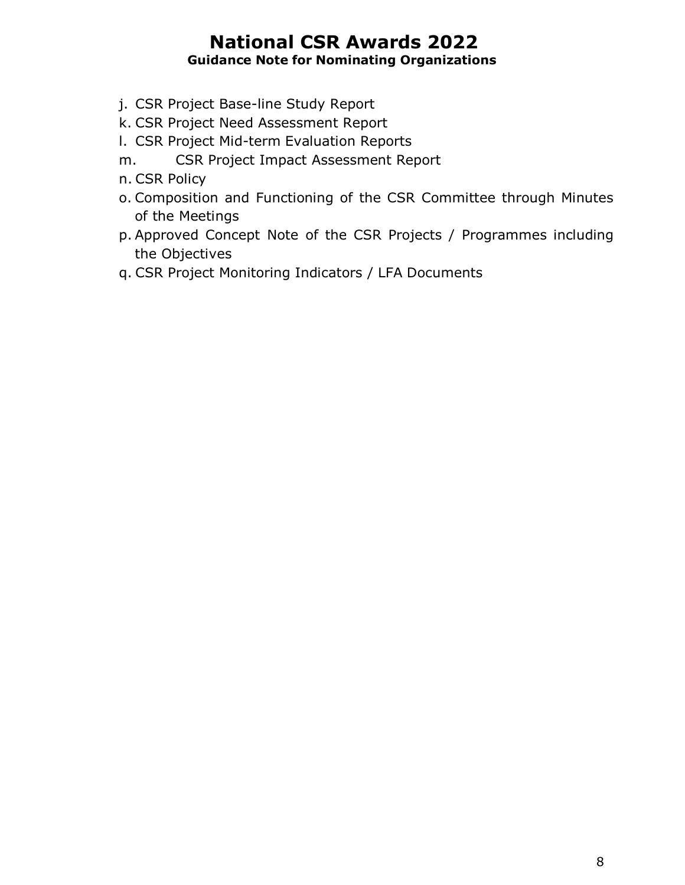j. CSR Project Base-line Study Report
k. CSR Project Need Assessment Report
l. CSR Project Mid-term Evaluation Reports
m. CSR Project Impact Assessment Report
n. CSR Policy
o. Composition and Functioning of the CSR Committee through Minutes of the Meetings
p. Approved Concept Note of the CSR Projects / Programmes including the Objectives
q. CSR Project Monitoring Indicators / LFA Documents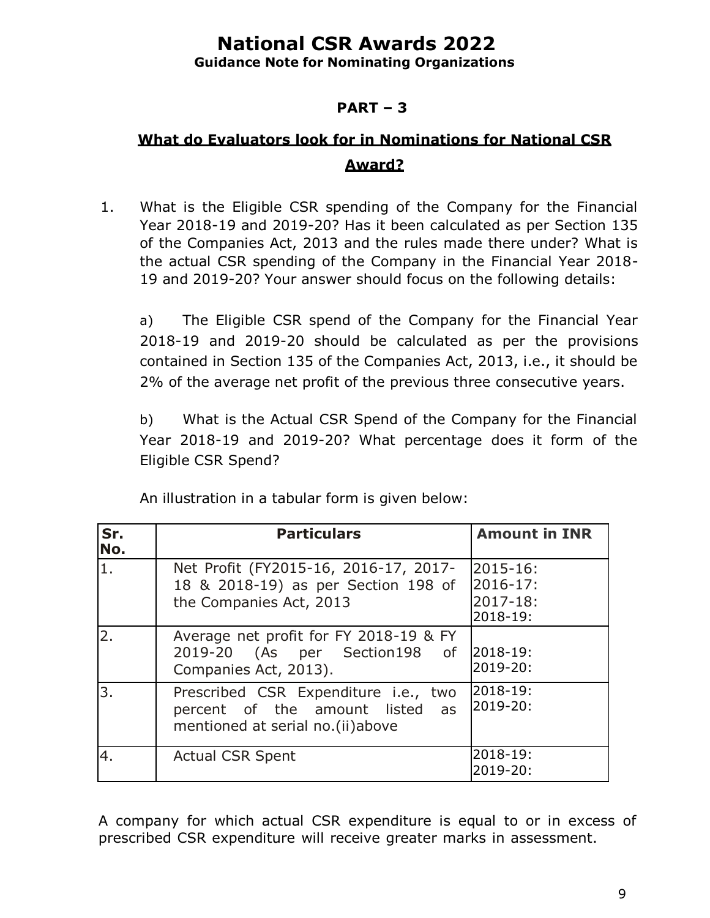# National CSR Awards 2022

**Guidance Note for Nominating Organizations**

## PART – 3

## What do Evaluators look for in Nominations for National CSR Award?

1. What is the Eligible CSR spending of the Company for the Financial Year 2018-19 and 2019-20? Has it been calculated as per Section 135 of the Companies Act, 2013 and the rules made there under? What is the actual CSR spending of the Company in the Financial Year 2018-19 and 2019-20? Your answer should focus on the following details:

   a) The Eligible CSR spend of the Company for the Financial Year 2018-19 and 2019-20 should be calculated as per the provisions contained in Section 135 of the Companies Act, 2013, i.e., it should be 2% of the average net profit of the previous three consecutive years.

   b) What is the Actual CSR Spend of the Company for the Financial Year 2018-19 and 2019-20? What percentage does it form of the Eligible CSR Spend?

   An illustration in a tabular form is given below:

| Sr. No. | Particulars | Amount in INR |
|---|---|---|
| 1. | Net Profit (FY2015-16, 2016-17, 2017-18 & 2018-19) as per Section 198 of the Companies Act, 2013 | 2015-16:<br>2016-17:<br>2017-18:<br>2018-19: |
| 2. | Average net profit for FY 2018-19 & FY 2019-20 (As per Section198 of Companies Act, 2013). | 2018-19:<br>2019-20: |
| 3. | Prescribed CSR Expenditure i.e., two percent of the amount listed as mentioned at serial no.(ii)above | 2018-19:<br>2019-20: |
| 4. | Actual CSR Spent | 2018-19:<br>2019-20: |

A company for which actual CSR expenditure is equal to or in excess of prescribed CSR expenditure will receive greater marks in assessment.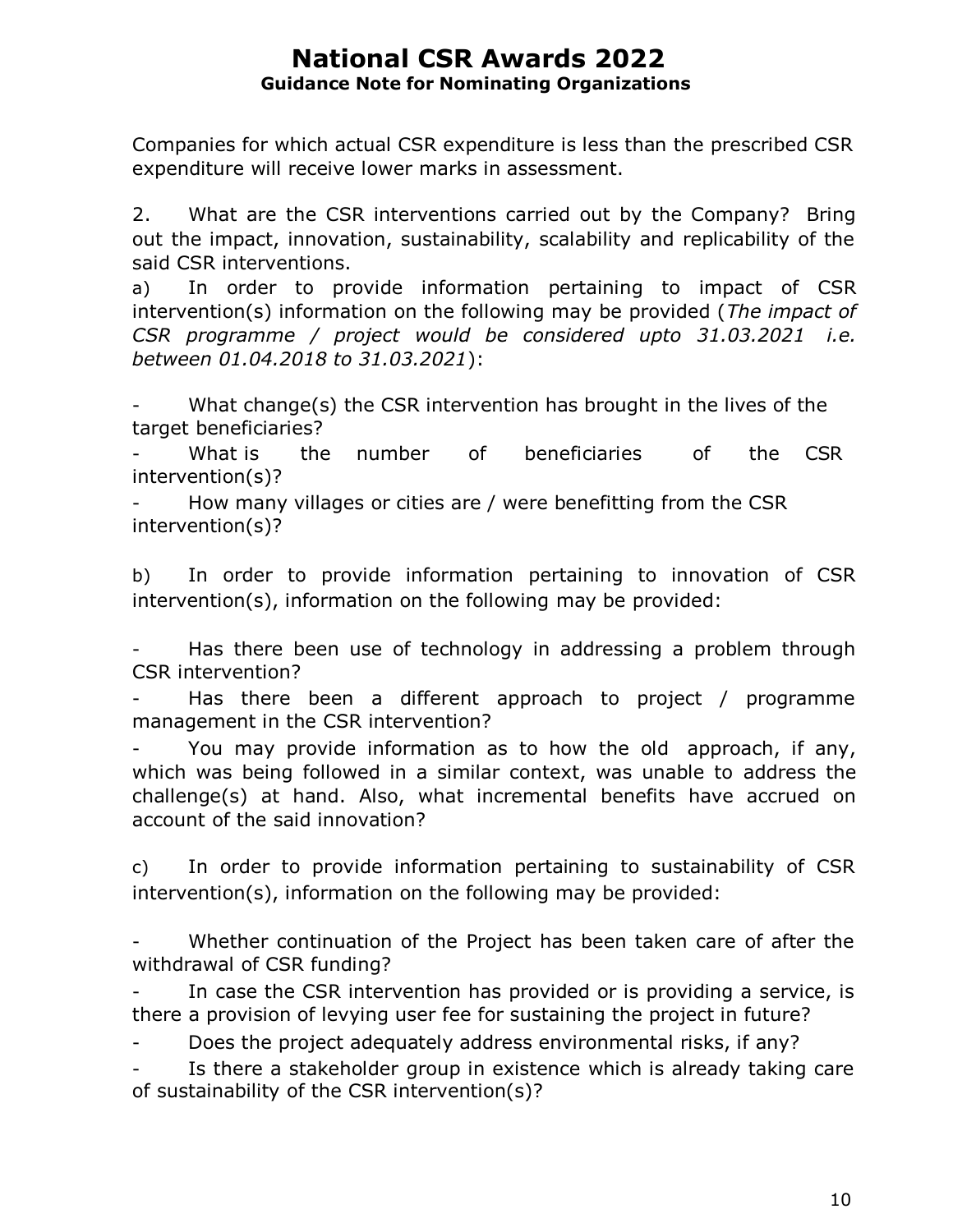Companies for which actual CSR expenditure is less than the prescribed CSR expenditure will receive lower marks in assessment.

2. What are the CSR interventions carried out by the Company? Bring out the impact, innovation, sustainability, scalability and replicability of the said CSR interventions.

a) In order to provide information pertaining to impact of CSR intervention(s) information on the following may be provided (*The impact of CSR programme / project would be considered upto 31.03.2021 i.e. between 01.04.2018 to 31.03.2021*):

- What change(s) the CSR intervention has brought in the lives of the target beneficiaries?
- What is the number of beneficiaries of the CSR intervention(s)?
- How many villages or cities are / were benefitting from the CSR intervention(s)?

b) In order to provide information pertaining to innovation of CSR intervention(s), information on the following may be provided:

- Has there been use of technology in addressing a problem through CSR intervention?
- Has there been a different approach to project / programme management in the CSR intervention?
- You may provide information as to how the old approach, if any, which was being followed in a similar context, was unable to address the challenge(s) at hand. Also, what incremental benefits have accrued on account of the said innovation?

c) In order to provide information pertaining to sustainability of CSR intervention(s), information on the following may be provided:

- Whether continuation of the Project has been taken care of after the withdrawal of CSR funding?
- In case the CSR intervention has provided or is providing a service, is there a provision of levying user fee for sustaining the project in future?
- Does the project adequately address environmental risks, if any?
- Is there a stakeholder group in existence which is already taking care of sustainability of the CSR intervention(s)?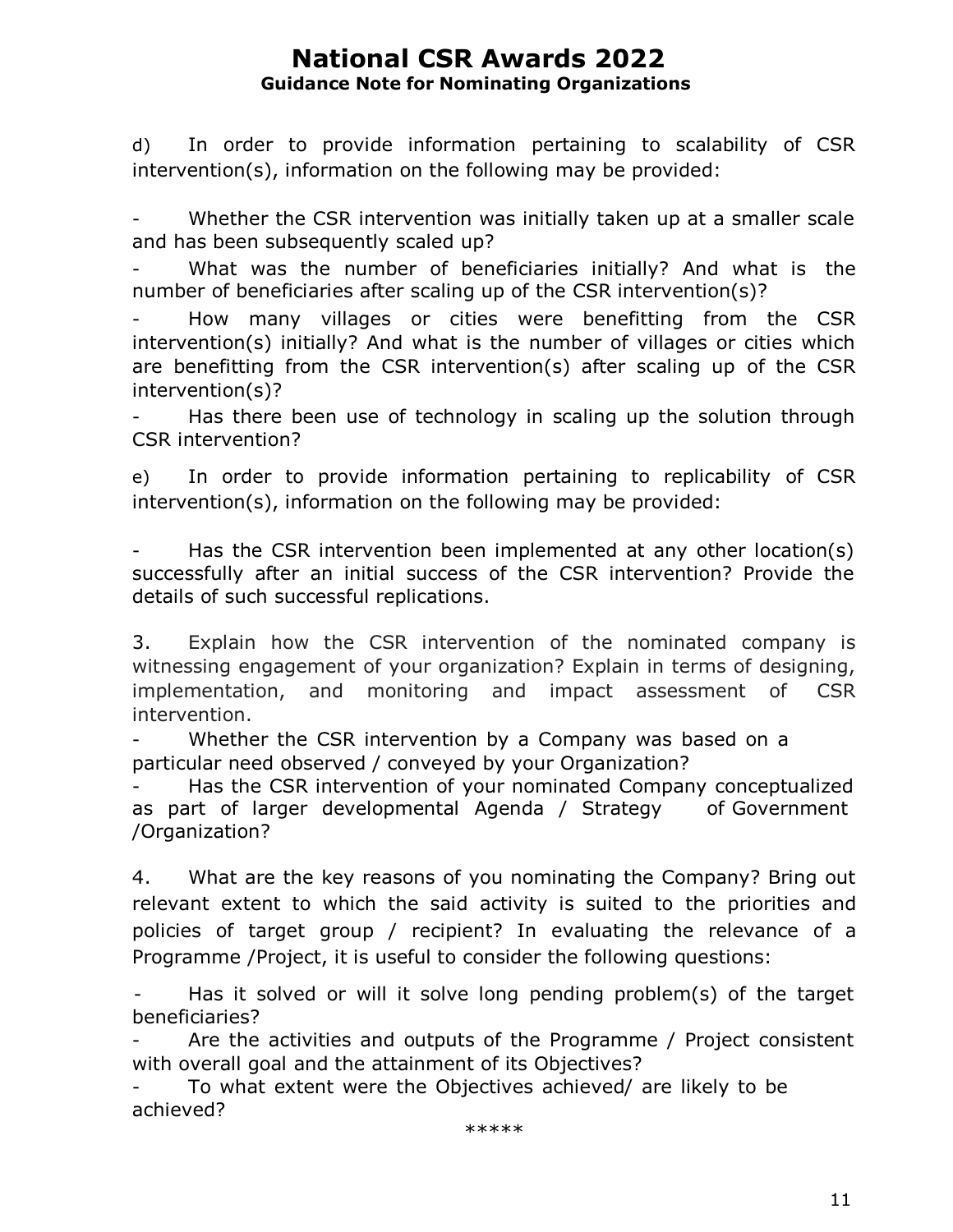d) In order to provide information pertaining to scalability of CSR intervention(s), information on the following may be provided:

- Whether the CSR intervention was initially taken up at a smaller scale and has been subsequently scaled up?
- What was the number of beneficiaries initially? And what is the number of beneficiaries after scaling up of the CSR intervention(s)?
- How many villages or cities were benefitting from the CSR intervention(s) initially? And what is the number of villages or cities which are benefitting from the CSR intervention(s) after scaling up of the CSR intervention(s)?
- Has there been use of technology in scaling up the solution through CSR intervention?

e) In order to provide information pertaining to replicability of CSR intervention(s), information on the following may be provided:

- Has the CSR intervention been implemented at any other location(s) successfully after an initial success of the CSR intervention? Provide the details of such successful replications.

3. Explain how the CSR intervention of the nominated company is witnessing engagement of your organization? Explain in terms of designing, implementation, and monitoring and impact assessment of CSR intervention.

- Whether the CSR intervention by a Company was based on a particular need observed / conveyed by your Organization?
- Has the CSR intervention of your nominated Company conceptualized as part of larger developmental Agenda / Strategy of Government /Organization?

4. What are the key reasons of you nominating the Company? Bring out relevant extent to which the said activity is suited to the priorities and policies of target group / recipient? In evaluating the relevance of a Programme /Project, it is useful to consider the following questions:

- Has it solved or will it solve long pending problem(s) of the target beneficiaries?
- Are the activities and outputs of the Programme / Project consistent with overall goal and the attainment of its Objectives?
- To what extent were the Objectives achieved/ are likely to be achieved?

*****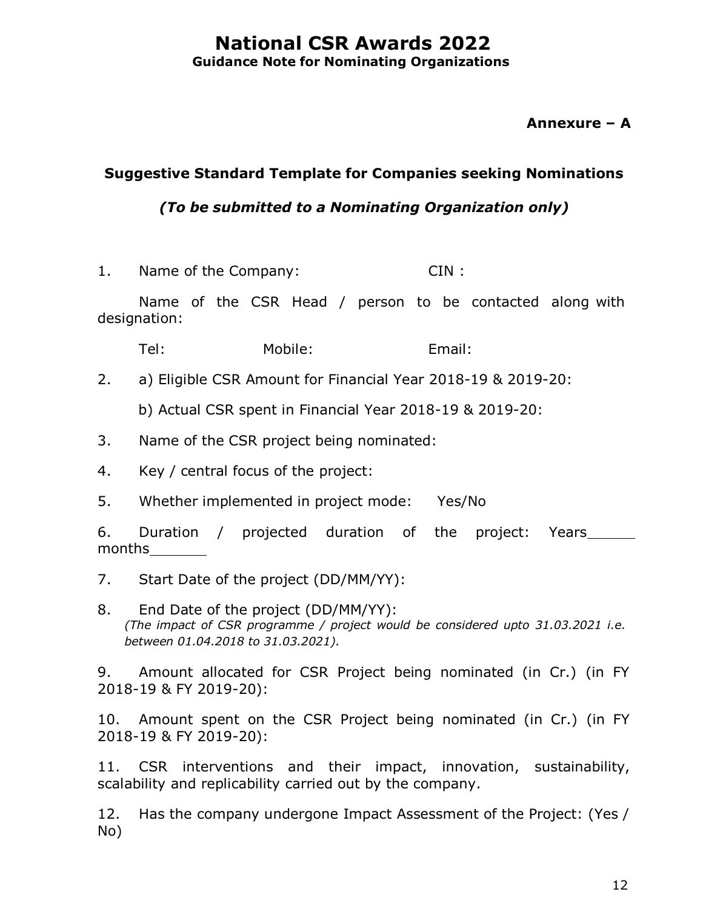# National CSR Awards 2022

**Guidance Note for Nominating Organizations**

**Annexure – A**

**Suggestive Standard Template for Companies seeking Nominations**

***(To be submitted to a Nominating Organization only)***

1. Name of the Company: CIN :

   Name of the CSR Head / person to be contacted along with designation:

   Tel: Mobile: Email:

2. a) Eligible CSR Amount for Financial Year 2018-19 & 2019-20:

   b) Actual CSR spent in Financial Year 2018-19 & 2019-20:

3. Name of the CSR project being nominated:

4. Key / central focus of the project:

5. Whether implemented in project mode: Yes/No

6. Duration / projected duration of the project: Years______ months_______

7. Start Date of the project (DD/MM/YY):

8. End Date of the project (DD/MM/YY):
   *(The impact of CSR programme / project would be considered upto 31.03.2021 i.e. between 01.04.2018 to 31.03.2021).*

9. Amount allocated for CSR Project being nominated (in Cr.) (in FY 2018-19 & FY 2019-20):

10. Amount spent on the CSR Project being nominated (in Cr.) (in FY 2018-19 & FY 2019-20):

11. CSR interventions and their impact, innovation, sustainability, scalability and replicability carried out by the company.

12. Has the company undergone Impact Assessment of the Project: (Yes / No)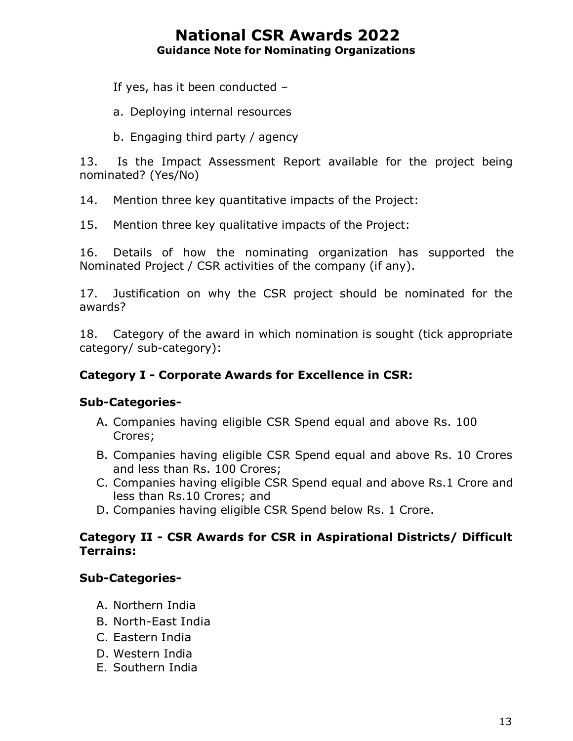If yes, has it been conducted –

a. Deploying internal resources

b. Engaging third party / agency

13. Is the Impact Assessment Report available for the project being nominated? (Yes/No)

14. Mention three key quantitative impacts of the Project:

15. Mention three key qualitative impacts of the Project:

16. Details of how the nominating organization has supported the Nominated Project / CSR activities of the company (if any).

17. Justification on why the CSR project should be nominated for the awards?

18. Category of the award in which nomination is sought (tick appropriate category/ sub-category):

**Category I - Corporate Awards for Excellence in CSR:**

**Sub-Categories-**

A. Companies having eligible CSR Spend equal and above Rs. 100 Crores;
B. Companies having eligible CSR Spend equal and above Rs. 10 Crores and less than Rs. 100 Crores;
C. Companies having eligible CSR Spend equal and above Rs.1 Crore and less than Rs.10 Crores; and
D. Companies having eligible CSR Spend below Rs. 1 Crore.

**Category II - CSR Awards for CSR in Aspirational Districts/ Difficult Terrains:**

**Sub-Categories-**

A. Northern India
B. North-East India
C. Eastern India
D. Western India
E. Southern India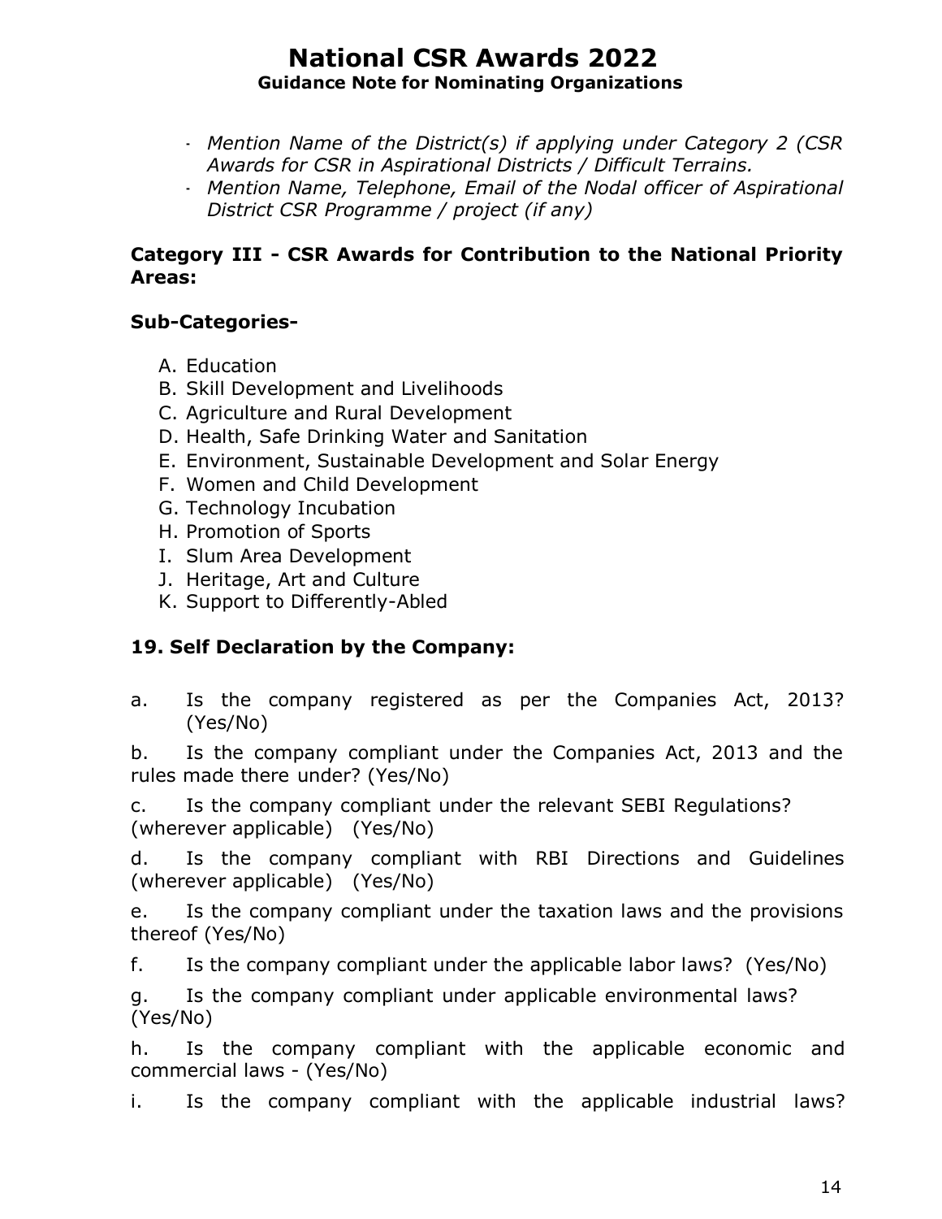- *Mention Name of the District(s) if applying under Category 2 (CSR Awards for CSR in Aspirational Districts / Difficult Terrains.*
- *Mention Name, Telephone, Email of the Nodal officer of Aspirational District CSR Programme / project (if any)*

**Category III - CSR Awards for Contribution to the National Priority Areas:**

**Sub-Categories-**

A. Education
B. Skill Development and Livelihoods
C. Agriculture and Rural Development
D. Health, Safe Drinking Water and Sanitation
E. Environment, Sustainable Development and Solar Energy
F. Women and Child Development
G. Technology Incubation
H. Promotion of Sports
I. Slum Area Development
J. Heritage, Art and Culture
K. Support to Differently-Abled

### 19. Self Declaration by the Company:

a. Is the company registered as per the Companies Act, 2013? (Yes/No)

b. Is the company compliant under the Companies Act, 2013 and the rules made there under? (Yes/No)

c. Is the company compliant under the relevant SEBI Regulations? (wherever applicable) (Yes/No)

d. Is the company compliant with RBI Directions and Guidelines (wherever applicable) (Yes/No)

e. Is the company compliant under the taxation laws and the provisions thereof (Yes/No)

f. Is the company compliant under the applicable labor laws? (Yes/No)

g. Is the company compliant under applicable environmental laws? (Yes/No)

h. Is the company compliant with the applicable economic and commercial laws - (Yes/No)

i. Is the company compliant with the applicable industrial laws?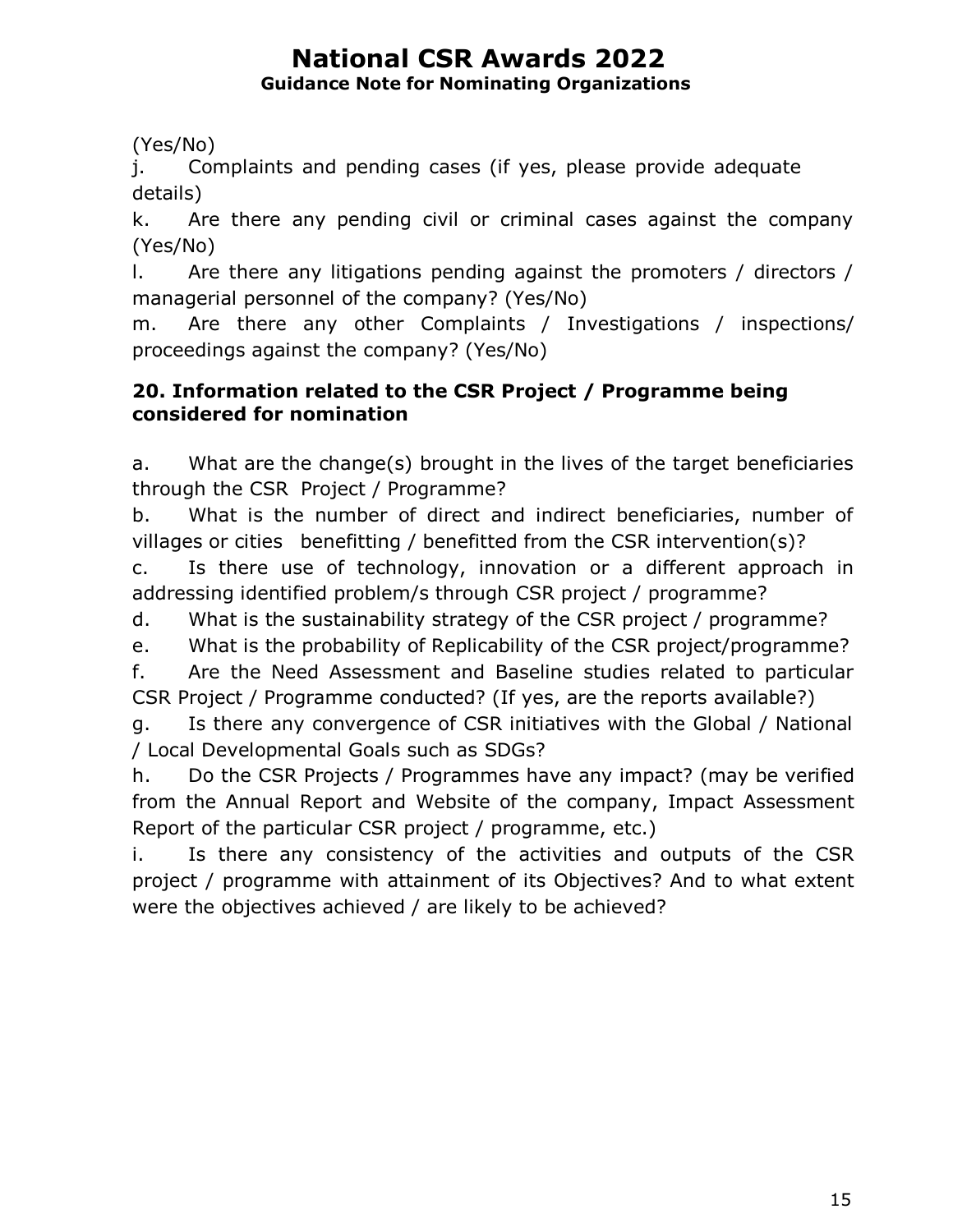(Yes/No)

j. Complaints and pending cases (if yes, please provide adequate details)

k. Are there any pending civil or criminal cases against the company (Yes/No)

l. Are there any litigations pending against the promoters / directors / managerial personnel of the company? (Yes/No)

m. Are there any other Complaints / Investigations / inspections/ proceedings against the company? (Yes/No)

**20. Information related to the CSR Project / Programme being considered for nomination**

a. What are the change(s) brought in the lives of the target beneficiaries through the CSR Project / Programme?

b. What is the number of direct and indirect beneficiaries, number of villages or cities benefitting / benefitted from the CSR intervention(s)?

c. Is there use of technology, innovation or a different approach in addressing identified problem/s through CSR project / programme?

d. What is the sustainability strategy of the CSR project / programme?

e. What is the probability of Replicability of the CSR project/programme?

f. Are the Need Assessment and Baseline studies related to particular CSR Project / Programme conducted? (If yes, are the reports available?)

g. Is there any convergence of CSR initiatives with the Global / National / Local Developmental Goals such as SDGs?

h. Do the CSR Projects / Programmes have any impact? (may be verified from the Annual Report and Website of the company, Impact Assessment Report of the particular CSR project / programme, etc.)

i. Is there any consistency of the activities and outputs of the CSR project / programme with attainment of its Objectives? And to what extent were the objectives achieved / are likely to be achieved?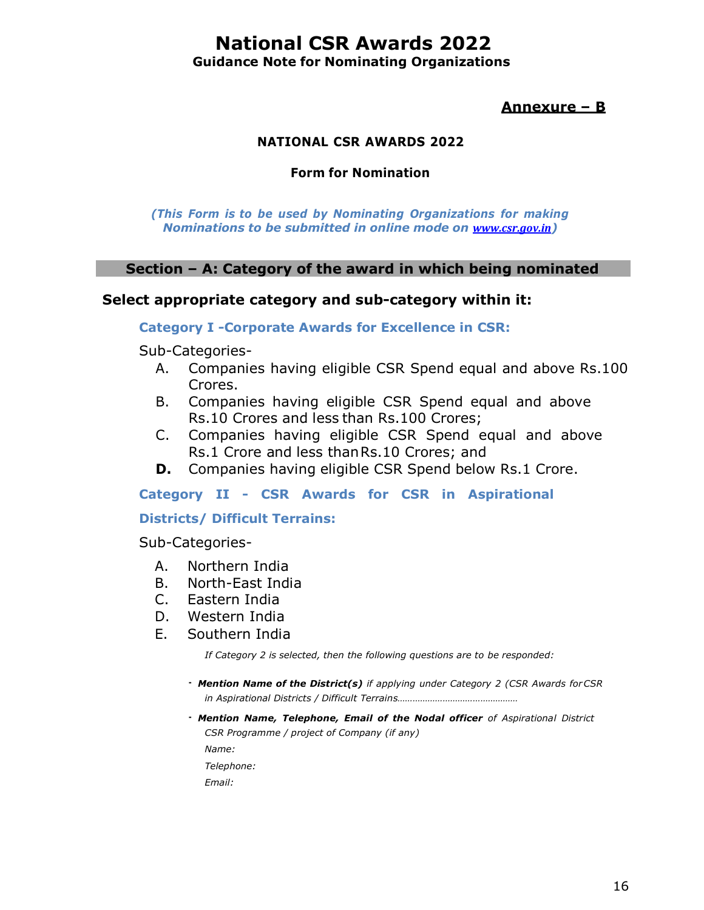# National CSR Awards 2022

**Guidance Note for Nominating Organizations**

**Annexure – B**

**NATIONAL CSR AWARDS 2022**

**Form for Nomination**

***(This Form is to be used by Nominating Organizations for making Nominations to be submitted in online mode on [www.csr.gov.in](http://www.csr.gov.in))***

## Section – A: Category of the award in which being nominated

### Select appropriate category and sub-category within it:

**Category I -Corporate Awards for Excellence in CSR:**

Sub-Categories-

- A. Companies having eligible CSR Spend equal and above Rs.100 Crores.
- B. Companies having eligible CSR Spend equal and above Rs.10 Crores and less than Rs.100 Crores;
- C. Companies having eligible CSR Spend equal and above Rs.1 Crore and less than Rs.10 Crores; and
- **D.** Companies having eligible CSR Spend below Rs.1 Crore.

**Category II - CSR Awards for CSR in Aspirational Districts/ Difficult Terrains:**

Sub-Categories-

- A. Northern India
- B. North-East India
- C. Eastern India
- D. Western India
- E. Southern India

*If Category 2 is selected, then the following questions are to be responded:*

- ***Mention Name of the District(s)*** *if applying under Category 2 (CSR Awards for CSR in Aspirational Districts / Difficult Terrains…………………………………………*
- ***Mention Name, Telephone, Email of the Nodal officer*** *of Aspirational District CSR Programme / project of Company (if any)*

  *Name:*

  *Telephone:*

  *Email:*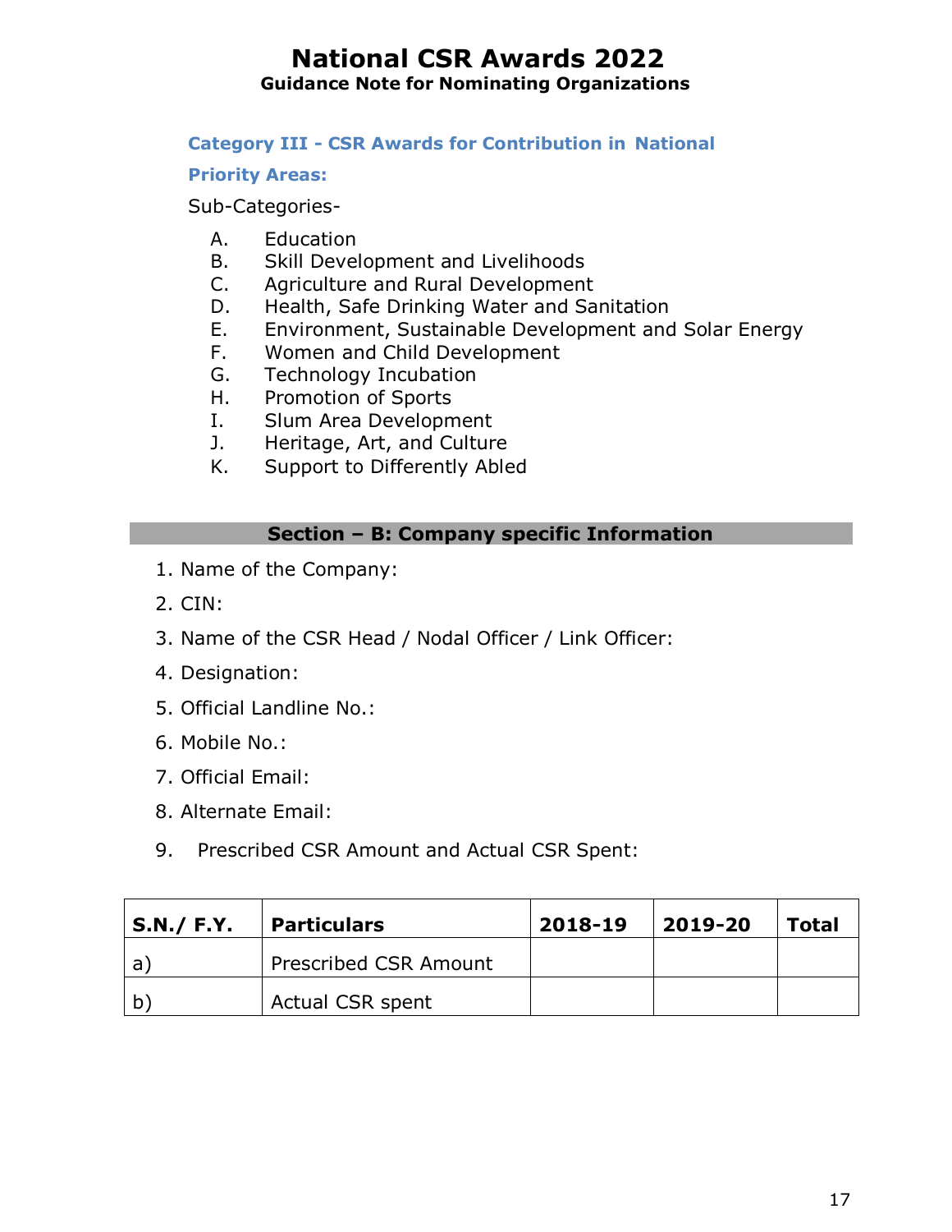# National CSR Awards 2022

**Guidance Note for Nominating Organizations**

### Category III - CSR Awards for Contribution in National Priority Areas:

Sub-Categories-

A. Education
B. Skill Development and Livelihoods
C. Agriculture and Rural Development
D. Health, Safe Drinking Water and Sanitation
E. Environment, Sustainable Development and Solar Energy
F. Women and Child Development
G. Technology Incubation
H. Promotion of Sports
I. Slum Area Development
J. Heritage, Art, and Culture
K. Support to Differently Abled

## Section – B: Company specific Information

1. Name of the Company:
2. CIN:
3. Name of the CSR Head / Nodal Officer / Link Officer:
4. Designation:
5. Official Landline No.:
6. Mobile No.:
7. Official Email:
8. Alternate Email:
9. Prescribed CSR Amount and Actual CSR Spent:

| S.N./ F.Y. | Particulars | 2018-19 | 2019-20 | Total |
|---|---|---|---|---|
| a) | Prescribed CSR Amount | | | |
| b) | Actual CSR spent | | | |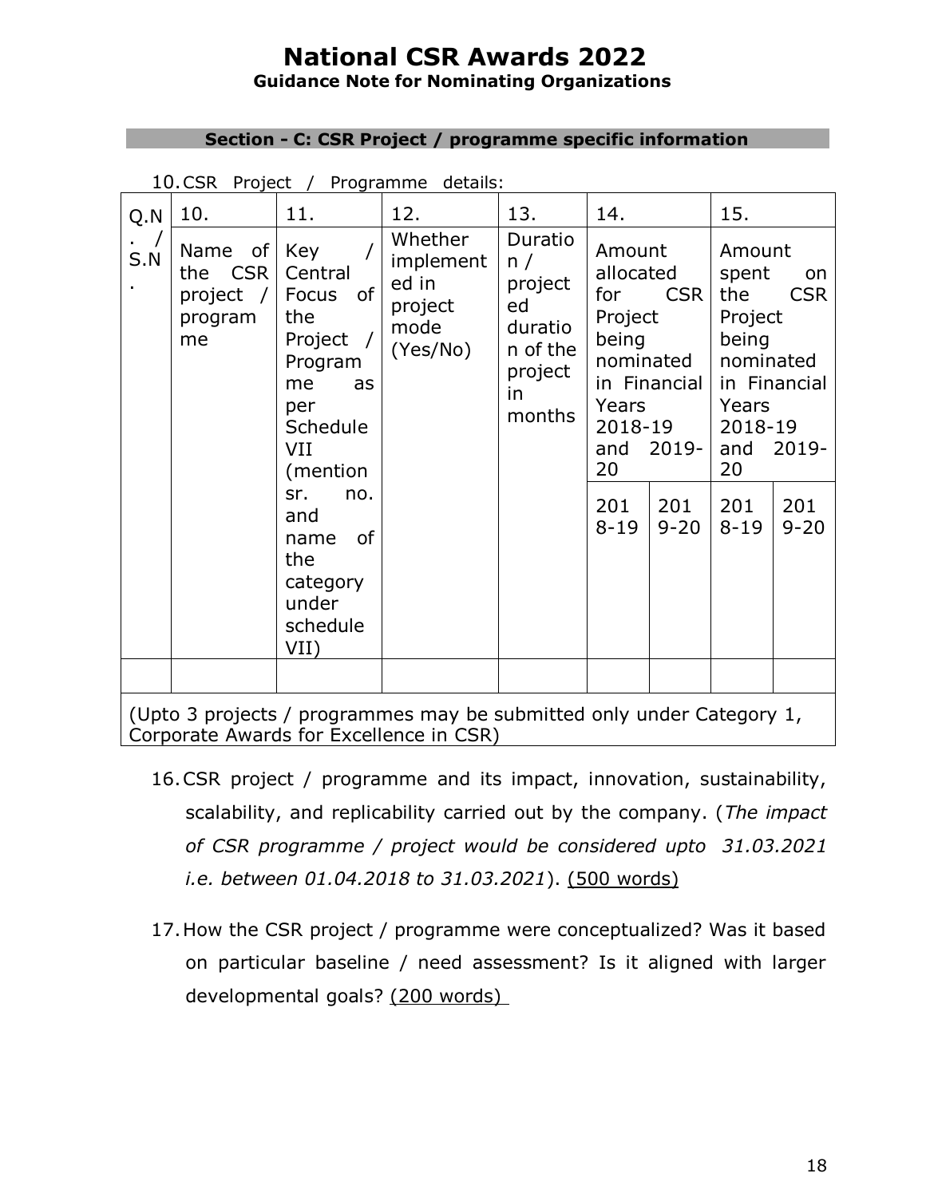# National CSR Awards 2022

**Guidance Note for Nominating Organizations**

**Section - C: CSR Project / programme specific information**

10. CSR Project / Programme details:

| Q.N. / S.N. | 10. | 11. | 12. | 13. | 14. | | 15. | |
|---|---|---|---|---|---|---|---|---|
| | Name of the CSR project / programme | Key / Central Focus of the Project / Programme as per Schedule VII (mention sr. no. and name of the category under schedule VII) | Whether implemented in project mode (Yes/No) | Duration / projected duration of the project in months | Amount allocated for CSR Project being nominated in Financial Years 2018-19 and 2019-20 | | Amount spent on the CSR Project being nominated in Financial Years 2018-19 and 2019-20 | |
| | | | | | 2018-19 | 2019-20 | 2018-19 | 2019-20 |
| | | | | | | | | |
| (Upto 3 projects / programmes may be submitted only under Category 1, Corporate Awards for Excellence in CSR) | | | | | | | | |

16. CSR project / programme and its impact, innovation, sustainability, scalability, and replicability carried out by the company. (*The impact of CSR programme / project would be considered upto 31.03.2021 i.e. between 01.04.2018 to 31.03.2021*). (500 words)

17. How the CSR project / programme were conceptualized? Was it based on particular baseline / need assessment? Is it aligned with larger developmental goals? (200 words)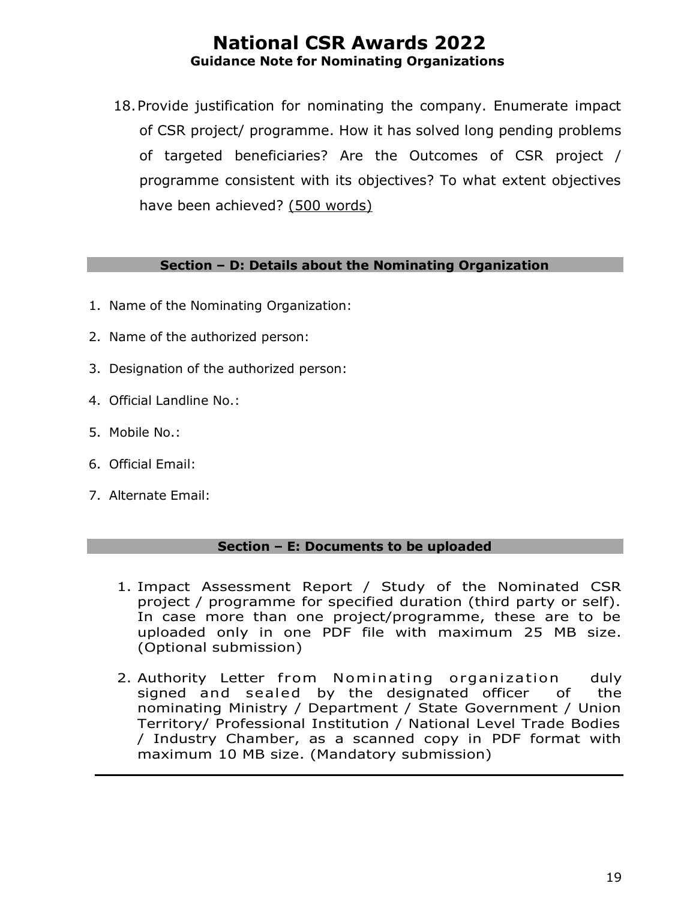18. Provide justification for nominating the company. Enumerate impact of CSR project/ programme. How it has solved long pending problems of targeted beneficiaries? Are the Outcomes of CSR project / programme consistent with its objectives? To what extent objectives have been achieved? <u>(500 words)</u>

### Section – D: Details about the Nominating Organization

1. Name of the Nominating Organization:
2. Name of the authorized person:
3. Designation of the authorized person:
4. Official Landline No.:
5. Mobile No.:
6. Official Email:
7. Alternate Email:

### Section – E: Documents to be uploaded

1. Impact Assessment Report / Study of the Nominated CSR project / programme for specified duration (third party or self). In case more than one project/programme, these are to be uploaded only in one PDF file with maximum 25 MB size. (Optional submission)
2. Authority Letter from Nominating organization duly signed and sealed by the designated officer of the nominating Ministry / Department / State Government / Union Territory/ Professional Institution / National Level Trade Bodies / Industry Chamber, as a scanned copy in PDF format with maximum 10 MB size. (Mandatory submission)